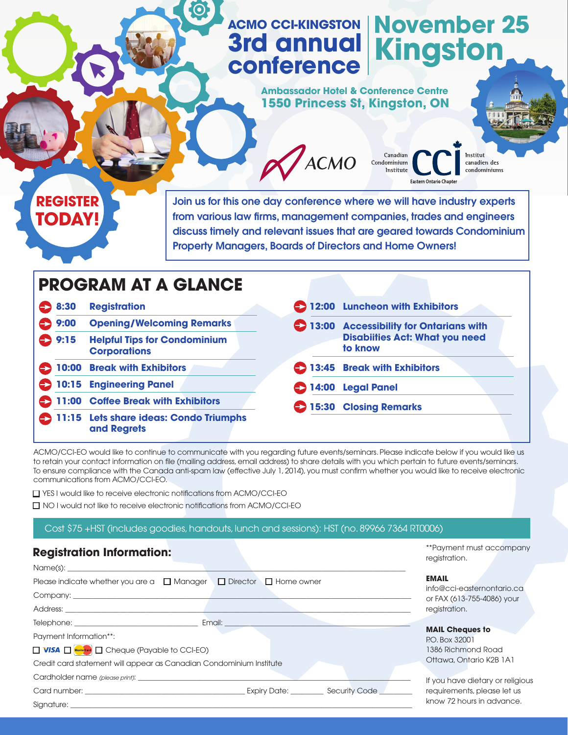# ACMO CCI-KINGSTON 3rd annual conference

## November 25 Kingston

**Ambassador Hotel & Conference Centre**
**1550 Princess St, Kingston, ON**

ACMO

Canadian Condominium Institute — CCI — Institut canadien des condominiums
Eastern Ontario Chapter

**REGISTER TODAY!**

Join us for this one day conference where we will have industry experts from various law firms, management companies, trades and engineers discuss timely and relevant issues that are geared towards Condominium Property Managers, Boards of Directors and Home Owners!

## PROGRAM AT A GLANCE

- **8:30** Registration
- **9:00** Opening/Welcoming Remarks
- **9:15** Helpful Tips for Condominium Corporations
- **10:00** Break with Exhibitors
- **10:15** Engineering Panel
- **11:00** Coffee Break with Exhibitors
- **11:15** Lets share ideas: Condo Triumphs and Regrets
- **12:00** Luncheon with Exhibitors
- **13:00** Accessibility for Ontarians with Disabiities Act: What you need to know
- **13:45** Break with Exhibitors
- **14:00** Legal Panel
- **15:30** Closing Remarks

ACMO/CCI-EO would like to continue to communicate with you regarding future events/seminars. Please indicate below if you would like us to retain your contact information on file (mailing address, email address) to share details with you which pertain to future events/seminars. To ensure compliance with the Canada anti-spam law (effective July 1, 2014), you must confirm whether you would like to receive electronic communications from ACMO/CCI-EO.

☐ YES I would like to receive electronic notifications from ACMO/CCI-EO

☐ NO I would not like to receive electronic notifications from ACMO/CCI-EO

Cost $75 +HST (includes goodies, handouts, lunch and sessions): HST (no. 89966 7364 RT0006)

### Registration Information:

Name(s): ______________________________

Please indicate whether you are a ☐ Manager ☐ Director ☐ Home owner

Company: ______________________________

Address: ______________________________

Telephone: ______________ Email: ______________

Payment Information**:

☐ VISA ☐ MasterCard ☐ Cheque (Payable to CCI-EO)

Credit card statement will appear as Canadian Condominium Institute

Cardholder name *(please print)*: ______________________________

Card number: ______________ Expiry Date: ________ Security Code ________

Signature: ______________________________

**Payment must accompany registration.

**EMAIL**
info@cci-easternontario.ca or FAX (613-755-4086) your registration.

**MAIL Cheques to**
P.O. Box 32001
1386 Richmond Road
Ottawa, Ontario K2B 1A1

If you have dietary or religious requirements, please let us know 72 hours in advance.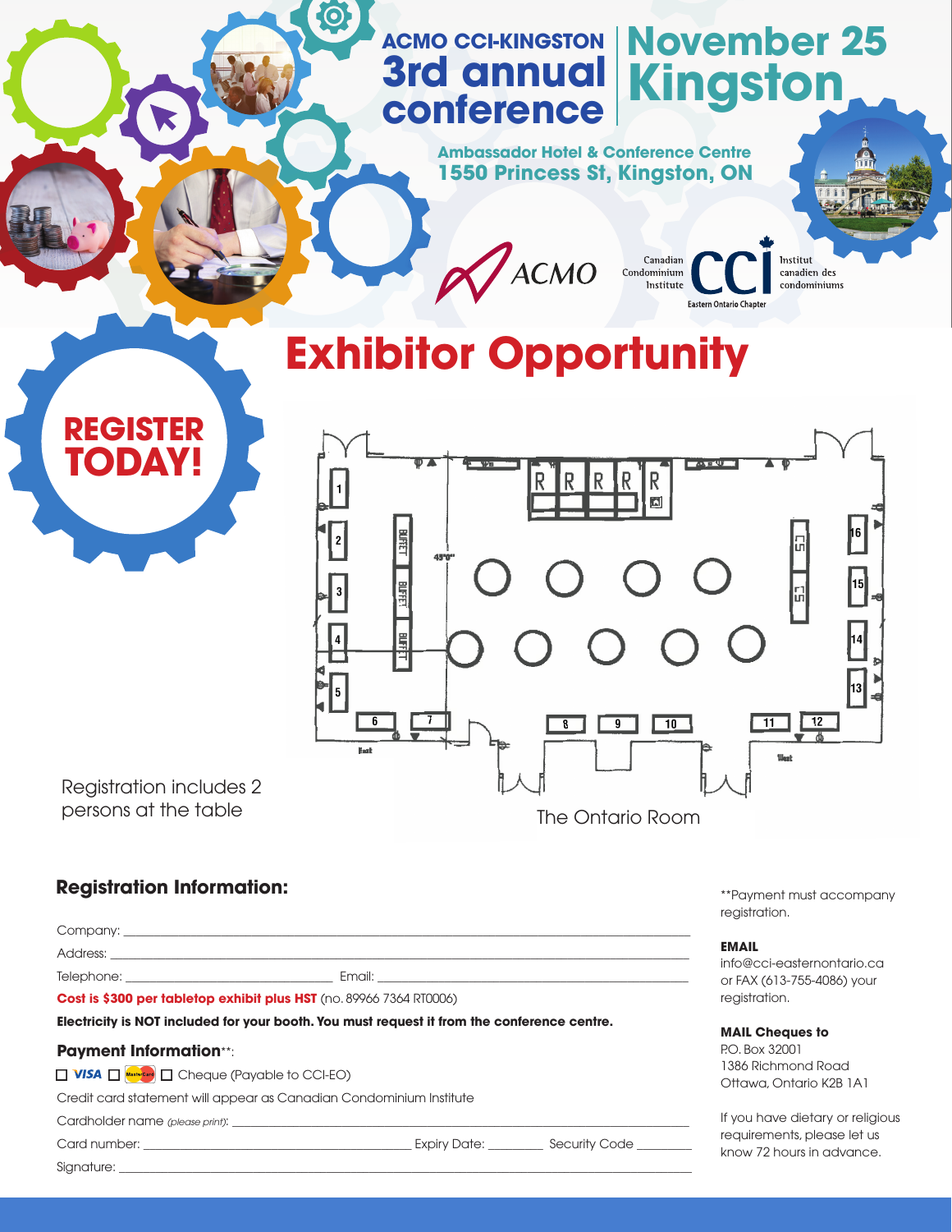# ACMO CCI-KINGSTON 3rd annual conference

## November 25 Kingston

**Ambassador Hotel & Conference Centre**
**1550 Princess St, Kingston, ON**

ACMO

Canadian Condominium Institute — CCI — Institut canadien des condominiums
Eastern Ontario Chapter

# Exhibitor Opportunity

**REGISTER TODAY!**

Registration includes 2 persons at the table

The Ontario Room

## Registration Information:

Company: ______________________________

Address: ______________________________

Telephone: ______________ Email: ______________

**Cost is $300 per tabletop exhibit plus HST** (no. 89966 7364 RT0006)

**Electricity is NOT included for your booth. You must request it from the conference centre.**

**Payment Information**\*\*:

☐ VISA ☐ MasterCard ☐ Cheque (Payable to CCI-EO)

Credit card statement will appear as Canadian Condominium Institute

Cardholder name *(please print)*: ______________________________

Card number: ______________ Expiry Date: ________ Security Code ________

Signature: ______________________________

\*\*Payment must accompany registration.

**EMAIL**
info@cci-easternontario.ca or FAX (613-755-4086) your registration.

**MAIL Cheques to**
P.O. Box 32001
1386 Richmond Road
Ottawa, Ontario K2B 1A1

If you have dietary or religious requirements, please let us know 72 hours in advance.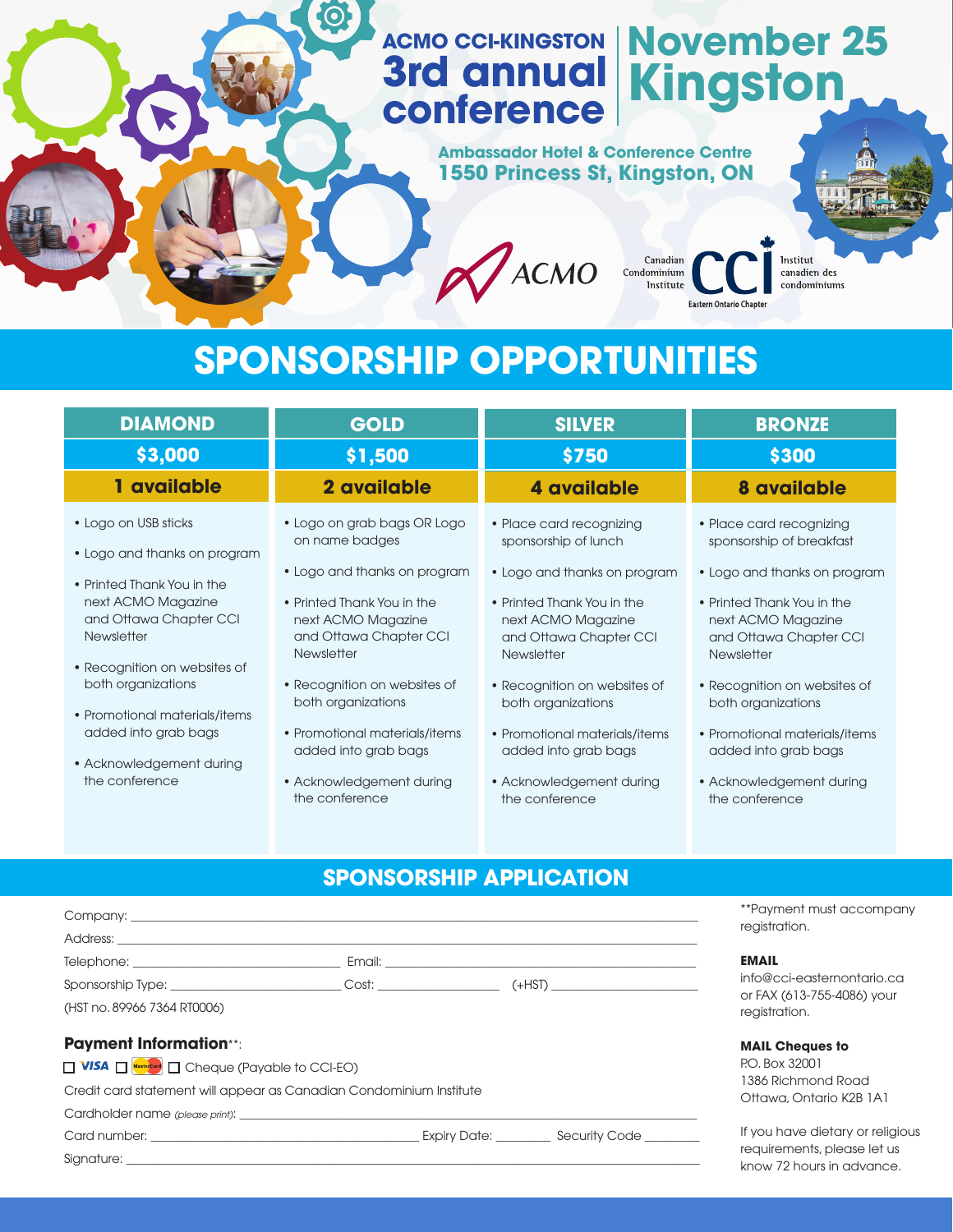# ACMO CCI-KINGSTON 3rd annual conference

## November 25 Kingston

**Ambassador Hotel & Conference Centre**
**1550 Princess St, Kingston, ON**

ACMO

Canadian Condominium Institute CCI Institut canadien des condominiums
Eastern Ontario Chapter

# SPONSORSHIP OPPORTUNITIES

| DIAMOND | GOLD | SILVER | BRONZE |
|---|---|---|---|
| **$3,000** | **$1,500** | **$750** | **$300** |
| **1 available** | **2 available** | **4 available** | **8 available** |
| • Logo on USB sticks<br>• Logo and thanks on program<br>• Printed Thank You in the next ACMO Magazine and Ottawa Chapter CCI Newsletter<br>• Recognition on websites of both organizations<br>• Promotional materials/items added into grab bags<br>• Acknowledgement during the conference | • Logo on grab bags OR Logo on name badges<br>• Logo and thanks on program<br>• Printed Thank You in the next ACMO Magazine and Ottawa Chapter CCI Newsletter<br>• Recognition on websites of both organizations<br>• Promotional materials/items added into grab bags<br>• Acknowledgement during the conference | • Place card recognizing sponsorship of lunch<br>• Logo and thanks on program<br>• Printed Thank You in the next ACMO Magazine and Ottawa Chapter CCI Newsletter<br>• Recognition on websites of both organizations<br>• Promotional materials/items added into grab bags<br>• Acknowledgement during the conference | • Place card recognizing sponsorship of breakfast<br>• Logo and thanks on program<br>• Printed Thank You in the next ACMO Magazine and Ottawa Chapter CCI Newsletter<br>• Recognition on websites of both organizations<br>• Promotional materials/items added into grab bags<br>• Acknowledgement during the conference |

## SPONSORSHIP APPLICATION

Company: ____________________

Address: ____________________

Telephone: ____________________ Email: ____________________

Sponsorship Type: ____________________ Cost: ____________ (+HST) ____________

(HST no. 89966 7364 RT0006)

**Payment Information**\*\*:

☐ VISA ☐ MasterCard ☐ Cheque (Payable to CCI-EO)

Credit card statement will appear as Canadian Condominium Institute

Cardholder name *(please print)*: ____________________

Card number: ____________________ Expiry Date: ________ Security Code ________

Signature: ____________________

\*\*Payment must accompany registration.

**EMAIL**
info@cci-easternontario.ca or FAX (613-755-4086) your registration.

**MAIL Cheques to**
P.O. Box 32001
1386 Richmond Road
Ottawa, Ontario K2B 1A1

If you have dietary or religious requirements, please let us know 72 hours in advance.